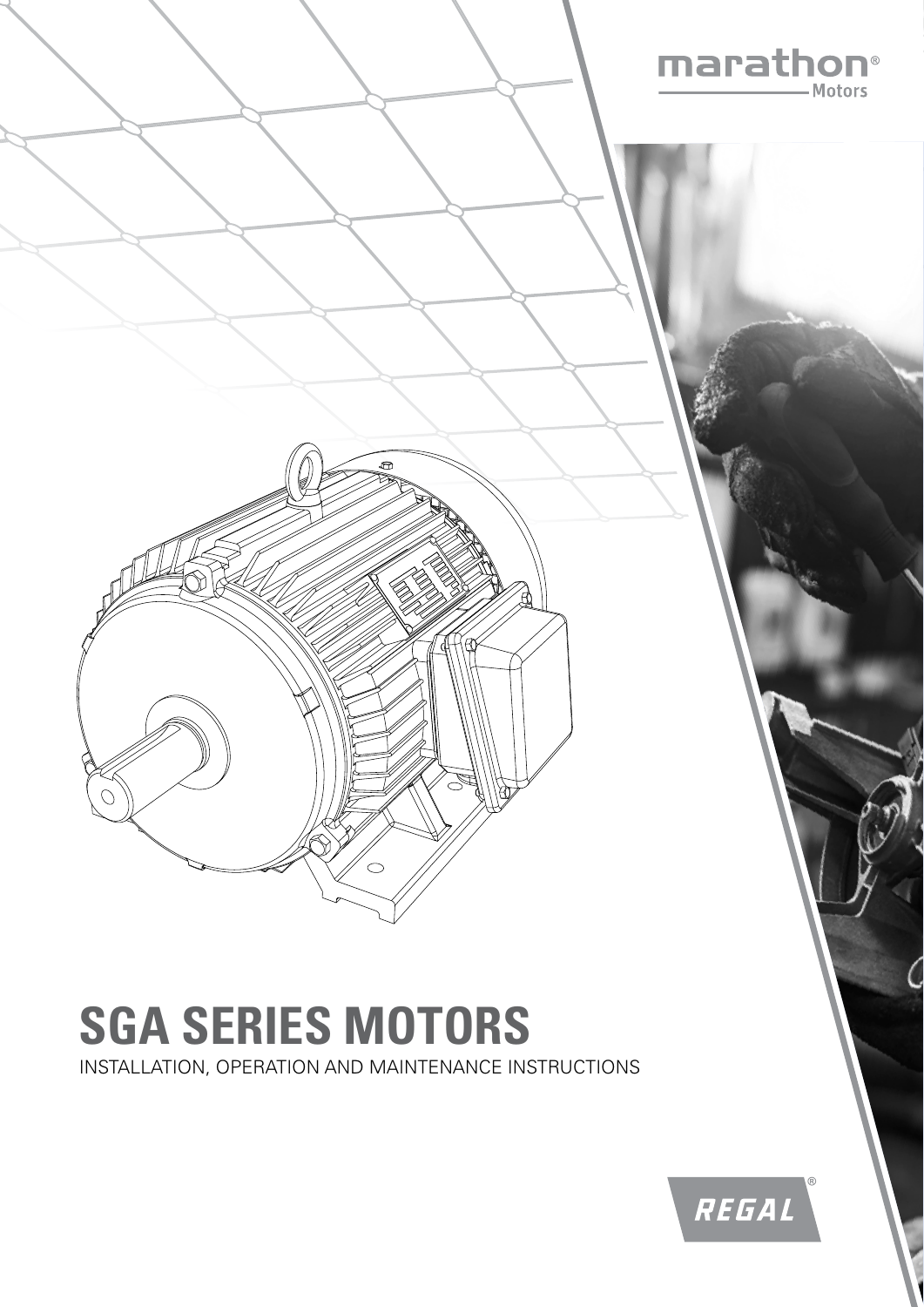marathon® Motors

# SGA SERIES MOTORS

INSTALLATION, OPERATION AND MAINTENANCE INSTRUCTIONS

REGAL®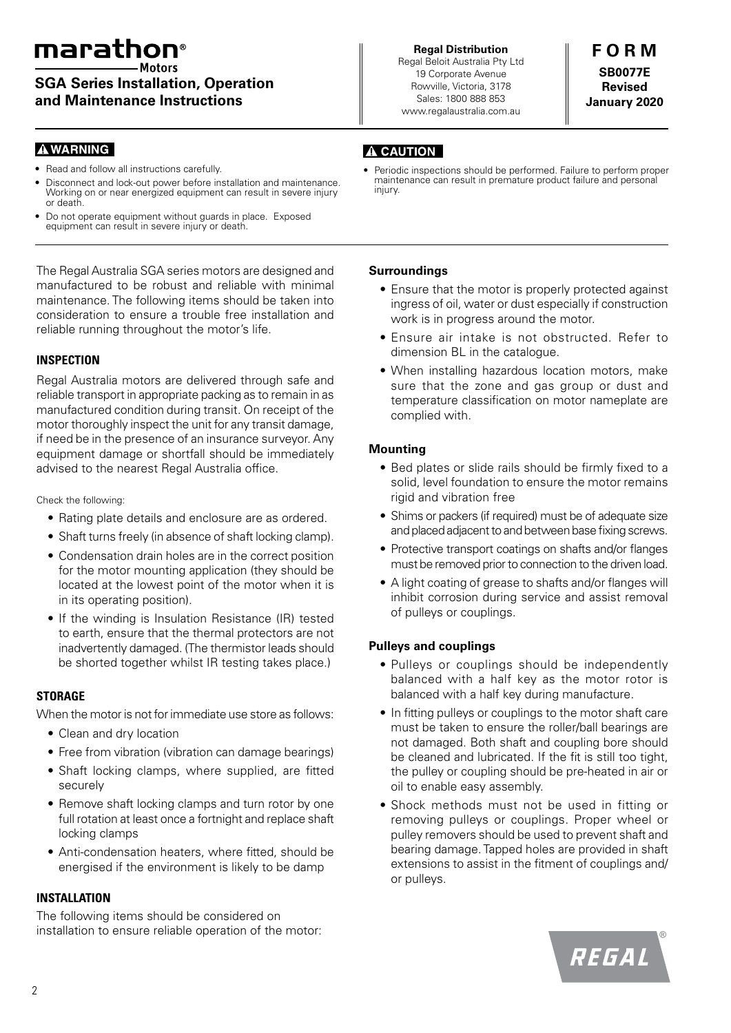# marathon® Motors

## SGA Series Installation, Operation and Maintenance Instructions

**Regal Distribution**
Regal Beloit Australia Pty Ltd
19 Corporate Avenue
Rowville, Victoria, 3178
Sales: 1800 888 853
www.regalaustralia.com.au

**FORM**
**SB0077E**
**Revised**
**January 2020**

**⚠ WARNING**

- Read and follow all instructions carefully.
- Disconnect and lock-out power before installation and maintenance. Working on or near energized equipment can result in severe injury or death.
- Do not operate equipment without guards in place. Exposed equipment can result in severe injury or death.

**⚠ CAUTION**

- Periodic inspections should be performed. Failure to perform proper maintenance can result in premature product failure and personal injury.

The Regal Australia SGA series motors are designed and manufactured to be robust and reliable with minimal maintenance. The following items should be taken into consideration to ensure a trouble free installation and reliable running throughout the motor's life.

### INSPECTION

Regal Australia motors are delivered through safe and reliable transport in appropriate packing as to remain in as manufactured condition during transit. On receipt of the motor thoroughly inspect the unit for any transit damage, if need be in the presence of an insurance surveyor. Any equipment damage or shortfall should be immediately advised to the nearest Regal Australia office.

Check the following:

- Rating plate details and enclosure are as ordered.
- Shaft turns freely (in absence of shaft locking clamp).
- Condensation drain holes are in the correct position for the motor mounting application (they should be located at the lowest point of the motor when it is in its operating position).
- If the winding is Insulation Resistance (IR) tested to earth, ensure that the thermal protectors are not inadvertently damaged. (The thermistor leads should be shorted together whilst IR testing takes place.)

### STORAGE

When the motor is not for immediate use store as follows:

- Clean and dry location
- Free from vibration (vibration can damage bearings)
- Shaft locking clamps, where supplied, are fitted securely
- Remove shaft locking clamps and turn rotor by one full rotation at least once a fortnight and replace shaft locking clamps
- Anti-condensation heaters, where fitted, should be energised if the environment is likely to be damp

### INSTALLATION

The following items should be considered on installation to ensure reliable operation of the motor:

#### Surroundings

- Ensure that the motor is properly protected against ingress of oil, water or dust especially if construction work is in progress around the motor.
- Ensure air intake is not obstructed. Refer to dimension BL in the catalogue.
- When installing hazardous location motors, make sure that the zone and gas group or dust and temperature classification on motor nameplate are complied with.

#### Mounting

- Bed plates or slide rails should be firmly fixed to a solid, level foundation to ensure the motor remains rigid and vibration free
- Shims or packers (if required) must be of adequate size and placed adjacent to and between base fixing screws.
- Protective transport coatings on shafts and/or flanges must be removed prior to connection to the driven load.
- A light coating of grease to shafts and/or flanges will inhibit corrosion during service and assist removal of pulleys or couplings.

#### Pulleys and couplings

- Pulleys or couplings should be independently balanced with a half key as the motor rotor is balanced with a half key during manufacture.
- In fitting pulleys or couplings to the motor shaft care must be taken to ensure the roller/ball bearings are not damaged. Both shaft and coupling bore should be cleaned and lubricated. If the fit is still too tight, the pulley or coupling should be pre-heated in air or oil to enable easy assembly.
- Shock methods must not be used in fitting or removing pulleys or couplings. Proper wheel or pulley removers should be used to prevent shaft and bearing damage. Tapped holes are provided in shaft extensions to assist in the fitment of couplings and/or pulleys.

REGAL®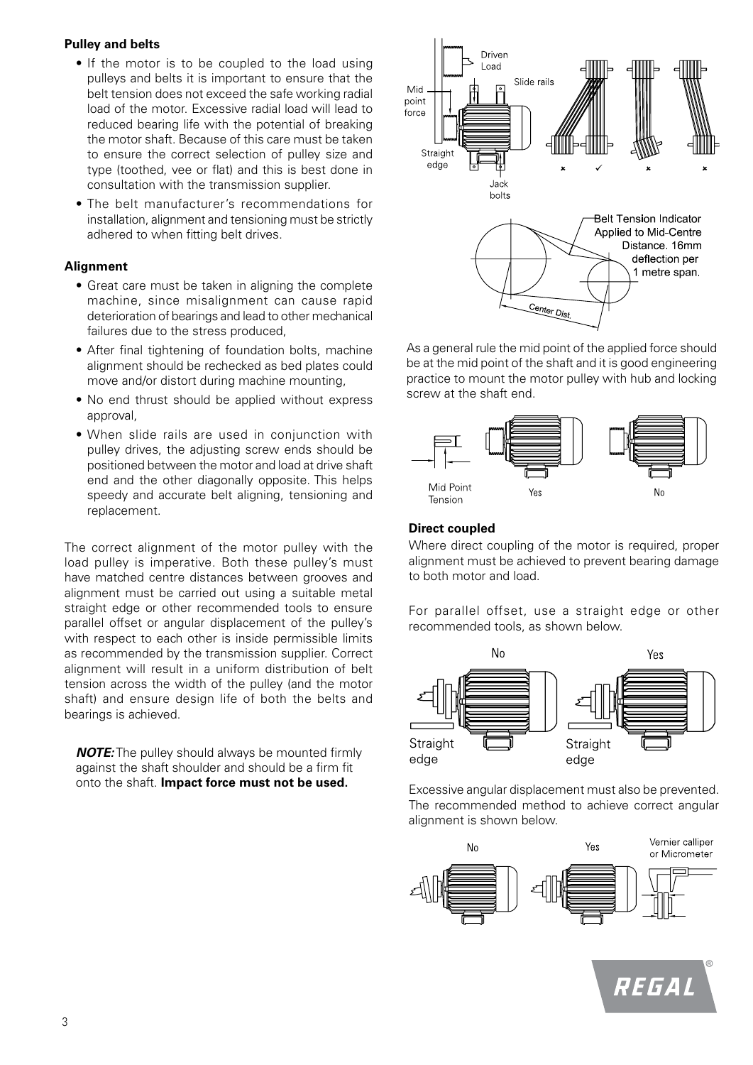**Pulley and belts**

- If the motor is to be coupled to the load using pulleys and belts it is important to ensure that the belt tension does not exceed the safe working radial load of the motor. Excessive radial load will lead to reduced bearing life with the potential of breaking the motor shaft. Because of this care must be taken to ensure the correct selection of pulley size and type (toothed, vee or flat) and this is best done in consultation with the transmission supplier.
- The belt manufacturer's recommendations for installation, alignment and tensioning must be strictly adhered to when fitting belt drives.

**Alignment**

- Great care must be taken in aligning the complete machine, since misalignment can cause rapid deterioration of bearings and lead to other mechanical failures due to the stress produced,
- After final tightening of foundation bolts, machine alignment should be rechecked as bed plates could move and/or distort during machine mounting,
- No end thrust should be applied without express approval,
- When slide rails are used in conjunction with pulley drives, the adjusting screw ends should be positioned between the motor and load at drive shaft end and the other diagonally opposite. This helps speedy and accurate belt aligning, tensioning and replacement.

The correct alignment of the motor pulley with the load pulley is imperative. Both these pulley's must have matched centre distances between grooves and alignment must be carried out using a suitable metal straight edge or other recommended tools to ensure parallel offset or angular displacement of the pulley's with respect to each other is inside permissible limits as recommended by the transmission supplier. Correct alignment will result in a uniform distribution of belt tension across the width of the pulley (and the motor shaft) and ensure design life of both the belts and bearings is achieved.

***NOTE:*** The pulley should always be mounted firmly against the shaft shoulder and should be a firm fit onto the shaft. **Impact force must not be used.**

Driven Load | Slide rails | Mid point force | Straight edge | Jack bolts

Belt Tension Indicator Applied to Mid-Centre Distance. 16mm deflection per 1 metre span.

Center Dist.

As a general rule the mid point of the applied force should be at the mid point of the shaft and it is good engineering practice to mount the motor pulley with hub and locking screw at the shaft end.

Mid Point Tension | Yes | No

**Direct coupled**

Where direct coupling of the motor is required, proper alignment must be achieved to prevent bearing damage to both motor and load.

For parallel offset, use a straight edge or other recommended tools, as shown below.

No | Yes | Straight edge | Straight edge

Excessive angular displacement must also be prevented. The recommended method to achieve correct angular alignment is shown below.

No | Yes | Vernier calliper or Micrometer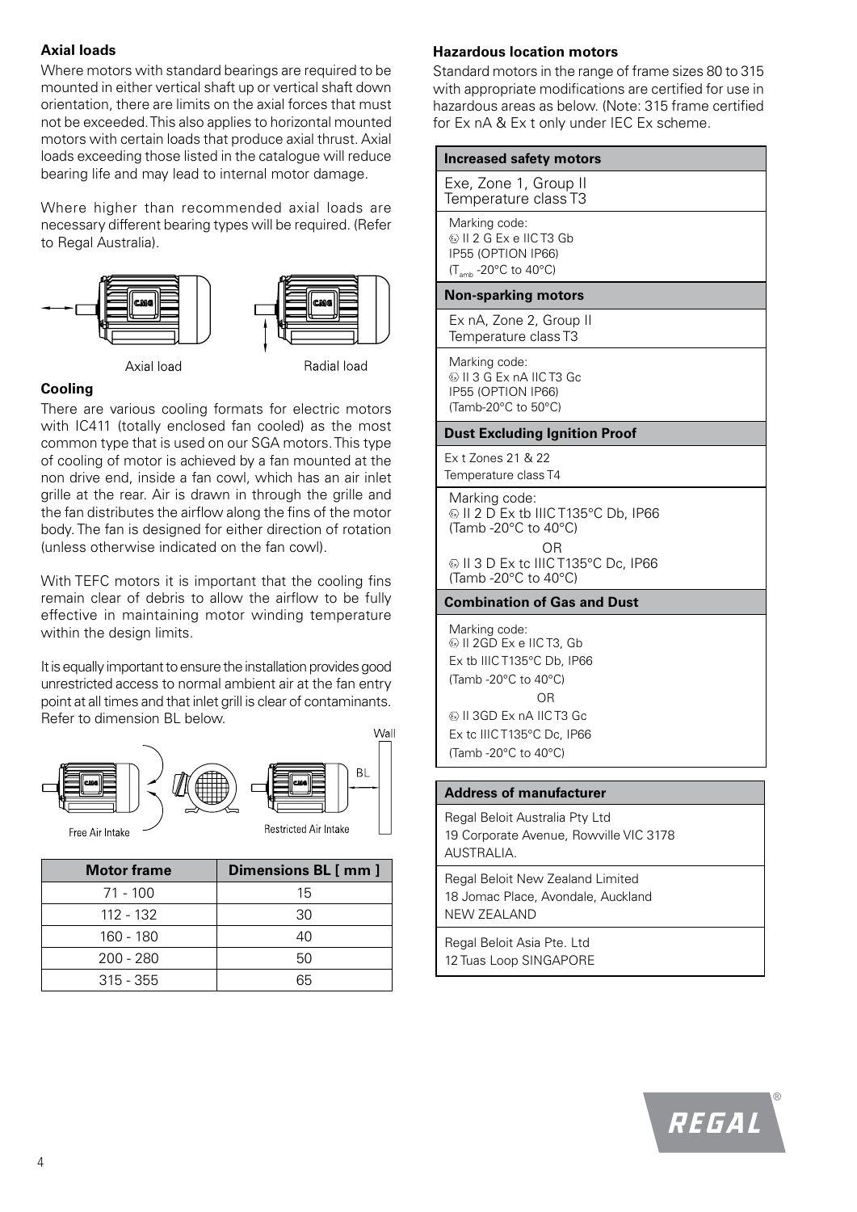### Axial loads

Where motors with standard bearings are required to be mounted in either vertical shaft up or vertical shaft down orientation, there are limits on the axial forces that must not be exceeded. This also applies to horizontal mounted motors with certain loads that produce axial thrust. Axial loads exceeding those listed in the catalogue will reduce bearing life and may lead to internal motor damage.

Where higher than recommended axial loads are necessary different bearing types will be required. (Refer to Regal Australia).

Axial load Radial load

### Cooling

There are various cooling formats for electric motors with IC411 (totally enclosed fan cooled) as the most common type that is used on our SGA motors. This type of cooling of motor is achieved by a fan mounted at the non drive end, inside a fan cowl, which has an air inlet grille at the rear. Air is drawn in through the grille and the fan distributes the airflow along the fins of the motor body. The fan is designed for either direction of rotation (unless otherwise indicated on the fan cowl).

With TEFC motors it is important that the cooling fins remain clear of debris to allow the airflow to be fully effective in maintaining motor winding temperature within the design limits.

It is equally important to ensure the installation provides good unrestricted access to normal ambient air at the fan entry point at all times and that inlet grill is clear of contaminants. Refer to dimension BL below.

Free Air Intake Restricted Air Intake Wall BL

| Motor frame | Dimensions BL [ mm ] |
|---|---|
| 71 - 100 | 15 |
| 112 - 132 | 30 |
| 160 - 180 | 40 |
| 200 - 280 | 50 |
| 315 - 355 | 65 |

### Hazardous location motors

Standard motors in the range of frame sizes 80 to 315 with appropriate modifications are certified for use in hazardous areas as below. (Note: 315 frame certified for Ex nA & Ex t only under IEC Ex scheme.

| Increased safety motors |
|---|
| Exe, Zone 1, Group II<br>Temperature class T3 |
| Marking code:<br>Ex II 2 G Ex e IIC T3 Gb<br>IP55 (OPTION IP66)<br>($T_{amb}$ -20°C to 40°C) |

| Non-sparking motors |
|---|
| Ex nA, Zone 2, Group II<br>Temperature class T3 |
| Marking code:<br>Ex II 3 G Ex nA IIC T3 Gc<br>IP55 (OPTION IP66)<br>(Tamb-20°C to 50°C) |

| Dust Excluding Ignition Proof |
|---|
| Ex t Zones 21 & 22<br>Temperature class T4 |
| Marking code:<br>Ex II 2 D Ex tb IIIC T135°C Db, IP66<br>(Tamb -20°C to 40°C)<br>OR<br>Ex II 3 D Ex tc IIIC T135°C Dc, IP66<br>(Tamb -20°C to 40°C) |

| Combination of Gas and Dust |
|---|
| Marking code:<br>Ex II 2GD Ex e IIC T3, Gb<br>Ex tb IIIC T135°C Db, IP66<br>(Tamb -20°C to 40°C)<br>OR<br>Ex II 3GD Ex nA IIC T3 Gc<br>Ex tc IIIC T135°C Dc, IP66<br>(Tamb -20°C to 40°C) |

| Address of manufacturer |
|---|
| Regal Beloit Australia Pty Ltd<br>19 Corporate Avenue, Rowville VIC 3178<br>AUSTRALIA. |
| Regal Beloit New Zealand Limited<br>18 Jomac Place, Avondale, Auckland<br>NEW ZEALAND |
| Regal Beloit Asia Pte. Ltd<br>12 Tuas Loop SINGAPORE |

REGAL®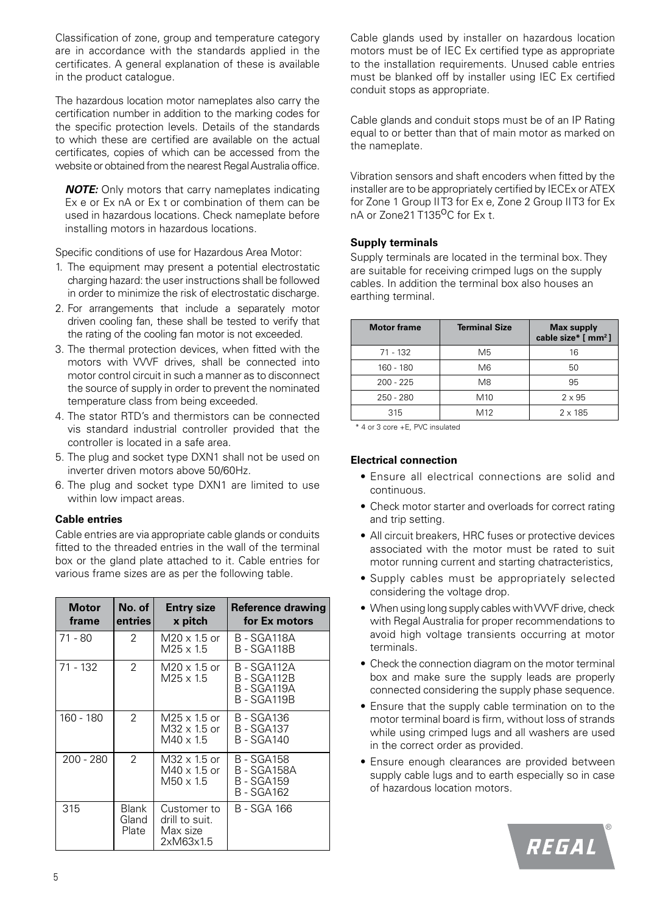Classification of zone, group and temperature category are in accordance with the standards applied in the certificates. A general explanation of these is available in the product catalogue.

The hazardous location motor nameplates also carry the certification number in addition to the marking codes for the specific protection levels. Details of the standards to which these are certified are available on the actual certificates, copies of which can be accessed from the website or obtained from the nearest Regal Australia office.

***NOTE:*** Only motors that carry nameplates indicating Ex e or Ex nA or Ex t or combination of them can be used in hazardous locations. Check nameplate before installing motors in hazardous locations.

Specific conditions of use for Hazardous Area Motor:

1. The equipment may present a potential electrostatic charging hazard: the user instructions shall be followed in order to minimize the risk of electrostatic discharge.
2. For arrangements that include a separately motor driven cooling fan, these shall be tested to verify that the rating of the cooling fan motor is not exceeded.
3. The thermal protection devices, when fitted with the motors with VVVF drives, shall be connected into motor control circuit in such a manner as to disconnect the source of supply in order to prevent the nominated temperature class from being exceeded.
4. The stator RTD's and thermistors can be connected vis standard industrial controller provided that the controller is located in a safe area.
5. The plug and socket type DXN1 shall not be used on inverter driven motors above 50/60Hz.
6. The plug and socket type DXN1 are limited to use within low impact areas.

**Cable entries**

Cable entries are via appropriate cable glands or conduits fitted to the threaded entries in the wall of the terminal box or the gland plate attached to it. Cable entries for various frame sizes are as per the following table.

| Motor frame | No. of entries | Entry size x pitch | Reference drawing for Ex motors |
|---|---|---|---|
| 71 - 80 | 2 | M20 x 1.5 or M25 x 1.5 | B - SGA118A B - SGA118B |
| 71 - 132 | 2 | M20 x 1.5 or M25 x 1.5 | B - SGA112A B - SGA112B B - SGA119A B - SGA119B |
| 160 - 180 | 2 | M25 x 1.5 or M32 x 1.5 or M40 x 1.5 | B - SGA136 B - SGA137 B - SGA140 |
| 200 - 280 | 2 | M32 x 1.5 or M40 x 1.5 or M50 x 1.5 | B - SGA158 B - SGA158A B - SGA159 B - SGA162 |
| 315 | Blank Gland Plate | Customer to drill to suit. Max size 2xM63x1.5 | B - SGA 166 |

Cable glands used by installer on hazardous location motors must be of IEC Ex certified type as appropriate to the installation requirements. Unused cable entries must be blanked off by installer using IEC Ex certified conduit stops as appropriate.

Cable glands and conduit stops must be of an IP Rating equal to or better than that of main motor as marked on the nameplate.

Vibration sensors and shaft encoders when fitted by the installer are to be appropriately certified by IECEx or ATEX for Zone 1 Group II T3 for Ex e, Zone 2 Group II T3 for Ex nA or Zone21 T135$^{O}$C for Ex t.

**Supply terminals**

Supply terminals are located in the terminal box. They are suitable for receiving crimped lugs on the supply cables. In addition the terminal box also houses an earthing terminal.

| Motor frame | Terminal Size | Max supply cable size* [ mm$^2$ ] |
|---|---|---|
| 71 - 132 | M5 | 16 |
| 160 - 180 | M6 | 50 |
| 200 - 225 | M8 | 95 |
| 250 - 280 | M10 | 2 x 95 |
| 315 | M12 | 2 x 185 |

* 4 or 3 core +E, PVC insulated

**Electrical connection**

- Ensure all electrical connections are solid and continuous.
- Check motor starter and overloads for correct rating and trip setting.
- All circuit breakers, HRC fuses or protective devices associated with the motor must be rated to suit motor running current and starting chatracteristics,
- Supply cables must be appropriately selected considering the voltage drop.
- When using long supply cables with VVVF drive, check with Regal Australia for proper recommendations to avoid high voltage transients occurring at motor terminals.
- Check the connection diagram on the motor terminal box and make sure the supply leads are properly connected considering the supply phase sequence.
- Ensure that the supply cable termination on to the motor terminal board is firm, without loss of strands while using crimped lugs and all washers are used in the correct order as provided.
- Ensure enough clearances are provided between supply cable lugs and to earth especially so in case of hazardous location motors.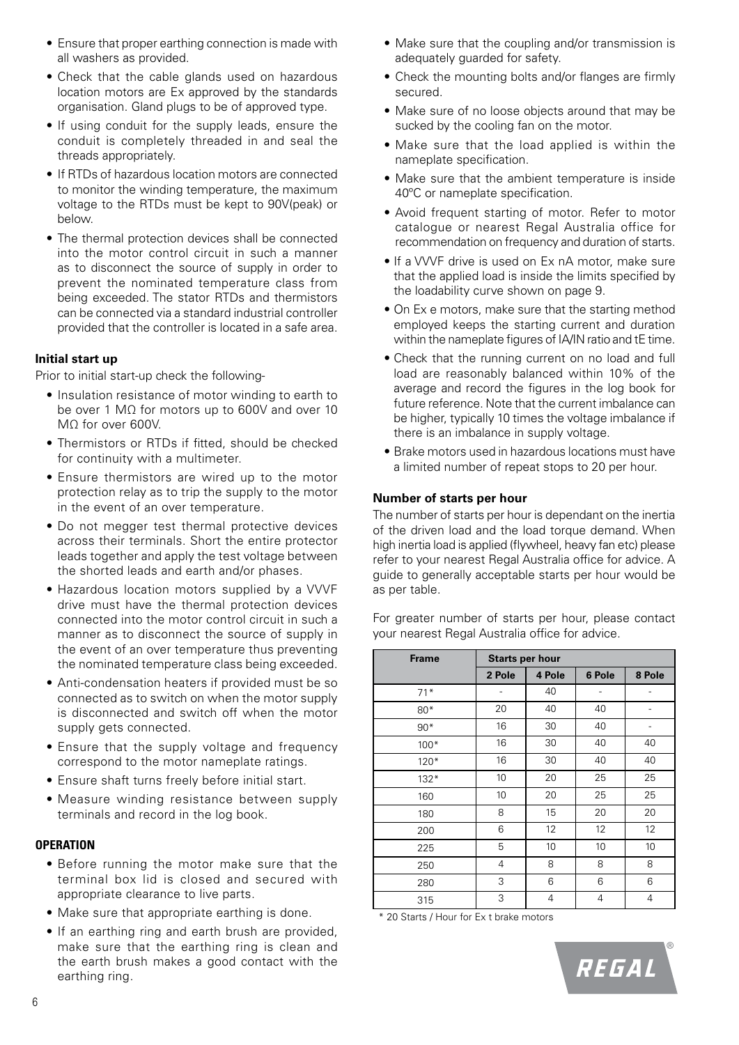- Ensure that proper earthing connection is made with all washers as provided.
- Check that the cable glands used on hazardous location motors are Ex approved by the standards organisation. Gland plugs to be of approved type.
- If using conduit for the supply leads, ensure the conduit is completely threaded in and seal the threads appropriately.
- If RTDs of hazardous location motors are connected to monitor the winding temperature, the maximum voltage to the RTDs must be kept to 90V(peak) or below.
- The thermal protection devices shall be connected into the motor control circuit in such a manner as to disconnect the source of supply in order to prevent the nominated temperature class from being exceeded. The stator RTDs and thermistors can be connected via a standard industrial controller provided that the controller is located in a safe area.

**Initial start up**

Prior to initial start-up check the following-

- Insulation resistance of motor winding to earth to be over 1 MΩ for motors up to 600V and over 10 MΩ for over 600V.
- Thermistors or RTDs if fitted, should be checked for continuity with a multimeter.
- Ensure thermistors are wired up to the motor protection relay as to trip the supply to the motor in the event of an over temperature.
- Do not megger test thermal protective devices across their terminals. Short the entire protector leads together and apply the test voltage between the shorted leads and earth and/or phases.
- Hazardous location motors supplied by a VVVF drive must have the thermal protection devices connected into the motor control circuit in such a manner as to disconnect the source of supply in the event of an over temperature thus preventing the nominated temperature class being exceeded.
- Anti-condensation heaters if provided must be so connected as to switch on when the motor supply is disconnected and switch off when the motor supply gets connected.
- Ensure that the supply voltage and frequency correspond to the motor nameplate ratings.
- Ensure shaft turns freely before initial start.
- Measure winding resistance between supply terminals and record in the log book.

**OPERATION**

- Before running the motor make sure that the terminal box lid is closed and secured with appropriate clearance to live parts.
- Make sure that appropriate earthing is done.
- If an earthing ring and earth brush are provided, make sure that the earthing ring is clean and the earth brush makes a good contact with the earthing ring.
- Make sure that the coupling and/or transmission is adequately guarded for safety.
- Check the mounting bolts and/or flanges are firmly secured.
- Make sure of no loose objects around that may be sucked by the cooling fan on the motor.
- Make sure that the load applied is within the nameplate specification.
- Make sure that the ambient temperature is inside 40ºC or nameplate specification.
- Avoid frequent starting of motor. Refer to motor catalogue or nearest Regal Australia office for recommendation on frequency and duration of starts.
- If a VVVF drive is used on Ex nA motor, make sure that the applied load is inside the limits specified by the loadability curve shown on page 9.
- On Ex e motors, make sure that the starting method employed keeps the starting current and duration within the nameplate figures of IA/IN ratio and tE time.
- Check that the running current on no load and full load are reasonably balanced within 10% of the average and record the figures in the log book for future reference. Note that the current imbalance can be higher, typically 10 times the voltage imbalance if there is an imbalance in supply voltage.
- Brake motors used in hazardous locations must have a limited number of repeat stops to 20 per hour.

**Number of starts per hour**

The number of starts per hour is dependant on the inertia of the driven load and the load torque demand. When high inertia load is applied (flywheel, heavy fan etc) please refer to your nearest Regal Australia office for advice. A guide to generally acceptable starts per hour would be as per table.

For greater number of starts per hour, please contact your nearest Regal Australia office for advice.

| Frame | Starts per hour | | | |
|---|---|---|---|---|
| | 2 Pole | 4 Pole | 6 Pole | 8 Pole |
| 71* | - | 40 | - | - |
| 80* | 20 | 40 | 40 | - |
| 90* | 16 | 30 | 40 | - |
| 100* | 16 | 30 | 40 | 40 |
| 120* | 16 | 30 | 40 | 40 |
| 132* | 10 | 20 | 25 | 25 |
| 160 | 10 | 20 | 25 | 25 |
| 180 | 8 | 15 | 20 | 20 |
| 200 | 6 | 12 | 12 | 12 |
| 225 | 5 | 10 | 10 | 10 |
| 250 | 4 | 8 | 8 | 8 |
| 280 | 3 | 6 | 6 | 6 |
| 315 | 3 | 4 | 4 | 4 |

\* 20 Starts / Hour for Ex t brake motors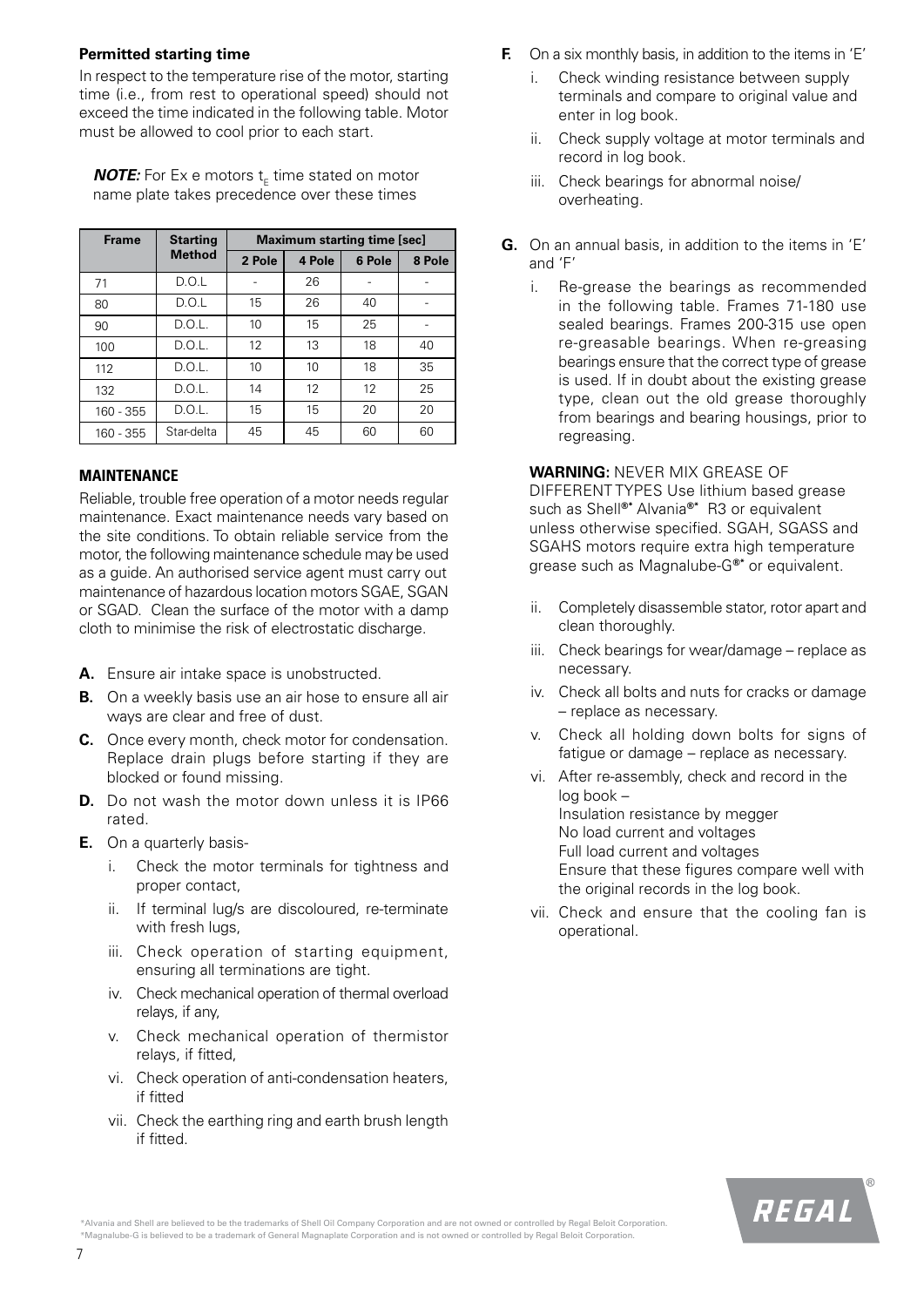### Permitted starting time

In respect to the temperature rise of the motor, starting time (i.e., from rest to operational speed) should not exceed the time indicated in the following table. Motor must be allowed to cool prior to each start.

> ***NOTE:*** For Ex e motors $t_E$ time stated on motor name plate takes precedence over these times

| Frame | Starting Method | Maximum starting time [sec] | | | |
|---|---|---|---|---|---|
| | | 2 Pole | 4 Pole | 6 Pole | 8 Pole |
| 71 | D.O.L | - | 26 | - | - |
| 80 | D.O.L | 15 | 26 | 40 | - |
| 90 | D.O.L. | 10 | 15 | 25 | - |
| 100 | D.O.L. | 12 | 13 | 18 | 40 |
| 112 | D.O.L. | 10 | 10 | 18 | 35 |
| 132 | D.O.L. | 14 | 12 | 12 | 25 |
| 160 - 355 | D.O.L. | 15 | 15 | 20 | 20 |
| 160 - 355 | Star-delta | 45 | 45 | 60 | 60 |

### MAINTENANCE

Reliable, trouble free operation of a motor needs regular maintenance. Exact maintenance needs vary based on the site conditions. To obtain reliable service from the motor, the following maintenance schedule may be used as a guide. An authorised service agent must carry out maintenance of hazardous location motors SGAE, SGAN or SGAD. Clean the surface of the motor with a damp cloth to minimise the risk of electrostatic discharge.

**A.** Ensure air intake space is unobstructed.

**B.** On a weekly basis use an air hose to ensure all air ways are clear and free of dust.

**C.** Once every month, check motor for condensation. Replace drain plugs before starting if they are blocked or found missing.

**D.** Do not wash the motor down unless it is IP66 rated.

**E.** On a quarterly basis-

i. Check the motor terminals for tightness and proper contact,

ii. If terminal lug/s are discoloured, re-terminate with fresh lugs,

iii. Check operation of starting equipment, ensuring all terminations are tight.

iv. Check mechanical operation of thermal overload relays, if any,

v. Check mechanical operation of thermistor relays, if fitted,

vi. Check operation of anti-condensation heaters, if fitted

vii. Check the earthing ring and earth brush length if fitted.

**F.** On a six monthly basis, in addition to the items in 'E'

i. Check winding resistance between supply terminals and compare to original value and enter in log book.

ii. Check supply voltage at motor terminals and record in log book.

iii. Check bearings for abnormal noise/ overheating.

**G.** On an annual basis, in addition to the items in 'E' and 'F'

i. Re-grease the bearings as recommended in the following table. Frames 71-180 use sealed bearings. Frames 200-315 use open re-greasable bearings. When re-greasing bearings ensure that the correct type of grease is used. If in doubt about the existing grease type, clean out the old grease thoroughly from bearings and bearing housings, prior to regreasing.

> **WARNING:** NEVER MIX GREASE OF DIFFERENT TYPES Use lithium based grease such as Shell®* Alvania®* R3 or equivalent unless otherwise specified. SGAH, SGASS and SGAHS motors require extra high temperature grease such as Magnalube-G®* or equivalent.

ii. Completely disassemble stator, rotor apart and clean thoroughly.

iii. Check bearings for wear/damage – replace as necessary.

iv. Check all bolts and nuts for cracks or damage – replace as necessary.

v. Check all holding down bolts for signs of fatigue or damage – replace as necessary.

vi. After re-assembly, check and record in the log book –
Insulation resistance by megger
No load current and voltages
Full load current and voltages
Ensure that these figures compare well with the original records in the log book.

vii. Check and ensure that the cooling fan is operational.

*Alvania and Shell are believed to be the trademarks of Shell Oil Company Corporation and are not owned or controlled by Regal Beloit Corporation.
*Magnalube-G is believed to be a trademark of General Magnaplate Corporation and is not owned or controlled by Regal Beloit Corporation.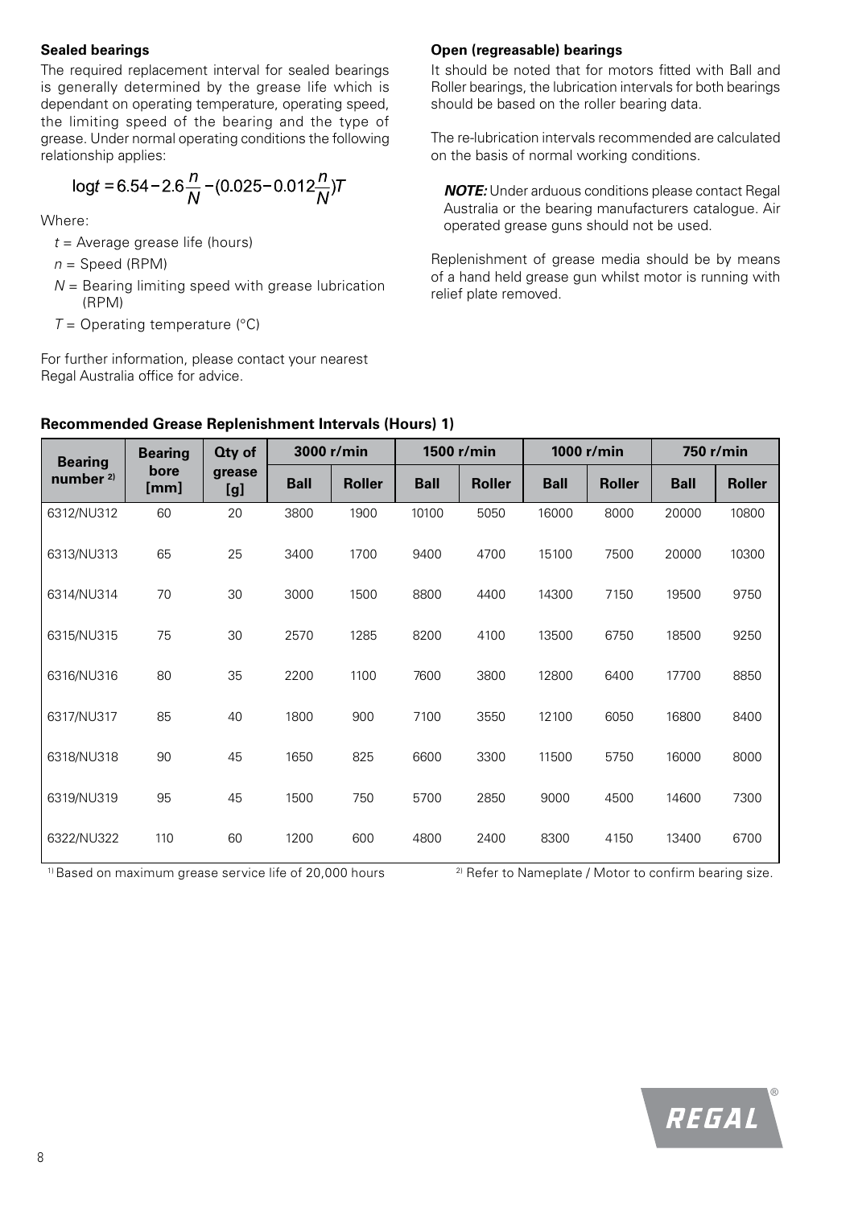### Sealed bearings

The required replacement interval for sealed bearings is generally determined by the grease life which is dependant on operating temperature, operating speed, the limiting speed of the bearing and the type of grease. Under normal operating conditions the following relationship applies:

$$\log t = 6.54 - 2.6\frac{n}{N} - (0.025 - 0.012\frac{n}{N})T$$

Where:

- $t$ = Average grease life (hours)
- $n$ = Speed (RPM)
- $N$ = Bearing limiting speed with grease lubrication (RPM)
- $T$ = Operating temperature (°C)

For further information, please contact your nearest Regal Australia office for advice.

### Open (regreasable) bearings

It should be noted that for motors fitted with Ball and Roller bearings, the lubrication intervals for both bearings should be based on the roller bearing data.

The re-lubrication intervals recommended are calculated on the basis of normal working conditions.

> ***NOTE:*** Under arduous conditions please contact Regal Australia or the bearing manufacturers catalogue. Air operated grease guns should not be used.

Replenishment of grease media should be by means of a hand held grease gun whilst motor is running with relief plate removed.

### Recommended Grease Replenishment Intervals (Hours) 1)

| Bearing number 2) | Bearing bore [mm] | Qty of grease [g] | 3000 r/min | | 1500 r/min | | 1000 r/min | | 750 r/min | |
|---|---|---|---|---|---|---|---|---|---|---|
| | | | Ball | Roller | Ball | Roller | Ball | Roller | Ball | Roller |
| 6312/NU312 | 60 | 20 | 3800 | 1900 | 10100 | 5050 | 16000 | 8000 | 20000 | 10800 |
| 6313/NU313 | 65 | 25 | 3400 | 1700 | 9400 | 4700 | 15100 | 7500 | 20000 | 10300 |
| 6314/NU314 | 70 | 30 | 3000 | 1500 | 8800 | 4400 | 14300 | 7150 | 19500 | 9750 |
| 6315/NU315 | 75 | 30 | 2570 | 1285 | 8200 | 4100 | 13500 | 6750 | 18500 | 9250 |
| 6316/NU316 | 80 | 35 | 2200 | 1100 | 7600 | 3800 | 12800 | 6400 | 17700 | 8850 |
| 6317/NU317 | 85 | 40 | 1800 | 900 | 7100 | 3550 | 12100 | 6050 | 16800 | 8400 |
| 6318/NU318 | 90 | 45 | 1650 | 825 | 6600 | 3300 | 11500 | 5750 | 16000 | 8000 |
| 6319/NU319 | 95 | 45 | 1500 | 750 | 5700 | 2850 | 9000 | 4500 | 14600 | 7300 |
| 6322/NU322 | 110 | 60 | 1200 | 600 | 4800 | 2400 | 8300 | 4150 | 13400 | 6700 |

1) Based on maximum grease service life of 20,000 hours

2) Refer to Nameplate / Motor to confirm bearing size.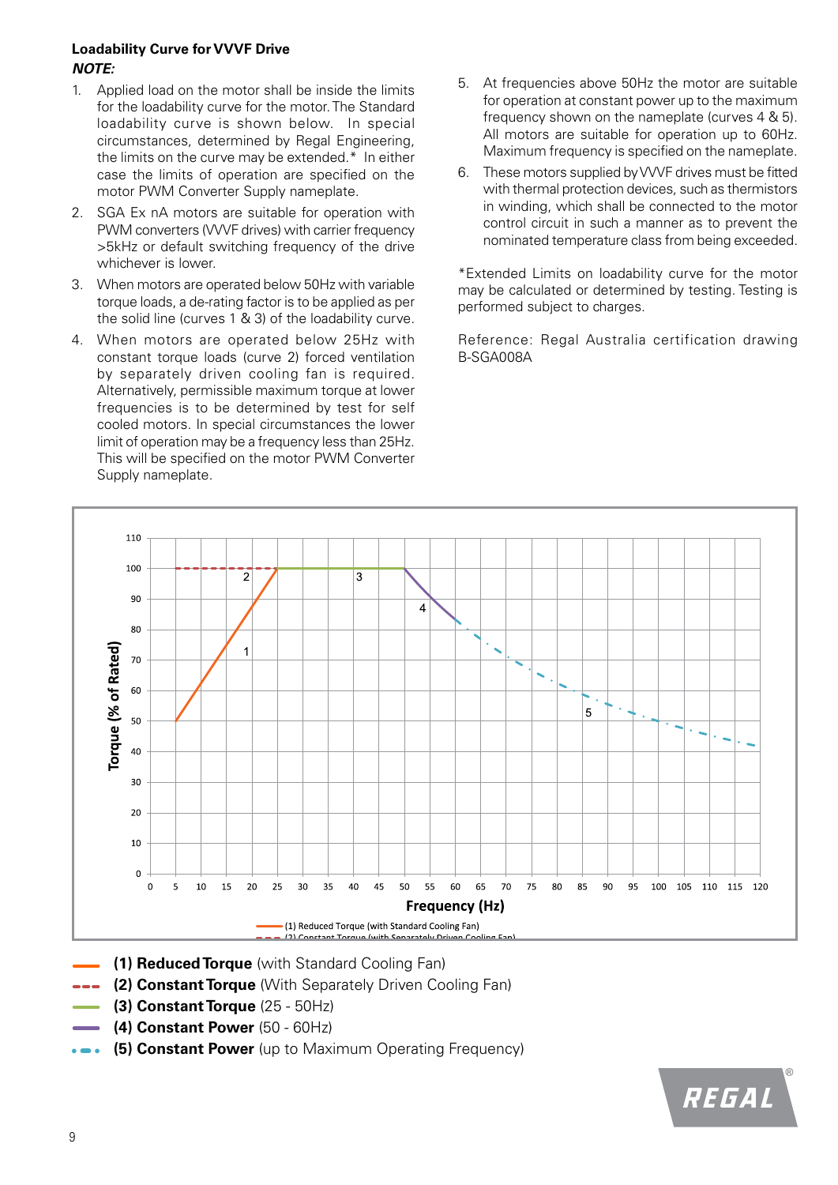**Loadability Curve for VVVF Drive**

***NOTE:***

1. Applied load on the motor shall be inside the limits for the loadability curve for the motor. The Standard loadability curve is shown below. In special circumstances, determined by Regal Engineering, the limits on the curve may be extended.* In either case the limits of operation are specified on the motor PWM Converter Supply nameplate.
2. SGA Ex nA motors are suitable for operation with PWM converters (VVVF drives) with carrier frequency >5kHz or default switching frequency of the drive whichever is lower.
3. When motors are operated below 50Hz with variable torque loads, a de-rating factor is to be applied as per the solid line (curves 1 & 3) of the loadability curve.
4. When motors are operated below 25Hz with constant torque loads (curve 2) forced ventilation by separately driven cooling fan is required. Alternatively, permissible maximum torque at lower frequencies is to be determined by test for self cooled motors. In special circumstances the lower limit of operation may be a frequency less than 25Hz. This will be specified on the motor PWM Converter Supply nameplate.
5. At frequencies above 50Hz the motor are suitable for operation at constant power up to the maximum frequency shown on the nameplate (curves 4 & 5). All motors are suitable for operation up to 60Hz. Maximum frequency is specified on the nameplate.
6. These motors supplied by VVVF drives must be fitted with thermal protection devices, such as thermistors in winding, which shall be connected to the motor control circuit in such a manner as to prevent the nominated temperature class from being exceeded.

*Extended Limits on loadability curve for the motor may be calculated or determined by testing. Testing is performed subject to charges.

Reference: Regal Australia certification drawing B-SGA008A

- **(1) Reduced Torque** (with Standard Cooling Fan)
- **(2) Constant Torque** (With Separately Driven Cooling Fan)
- **(3) Constant Torque** (25 - 50Hz)
- **(4) Constant Power** (50 - 60Hz)
- **(5) Constant Power** (up to Maximum Operating Frequency)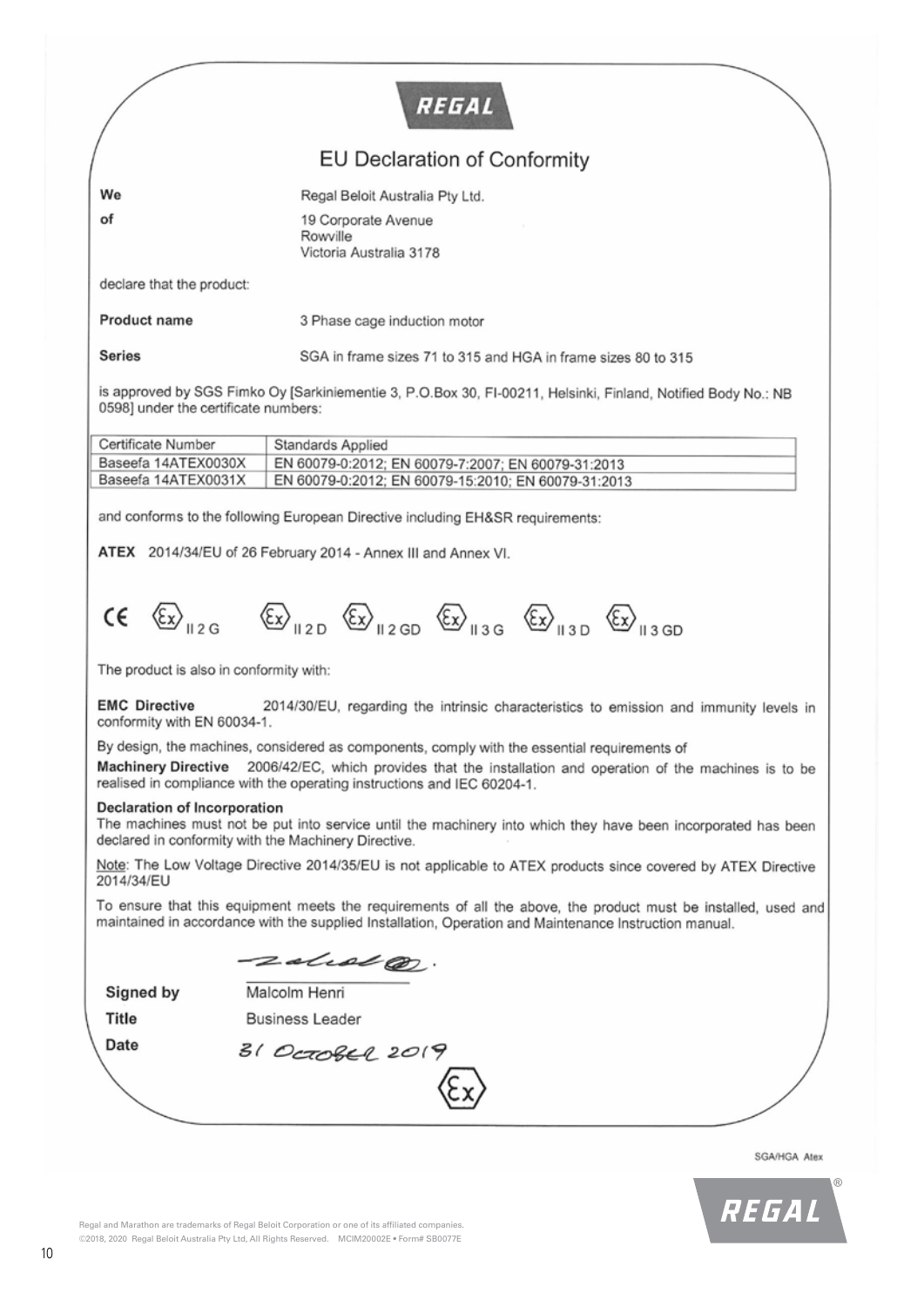REGAL

# EU Declaration of Conformity

| | |
|---|---|
| **We** | Regal Beloit Australia Pty Ltd. |
| **of** | 19 Corporate Avenue<br>Rowville<br>Victoria Australia 3178 |

declare that the product:

| | |
|---|---|
| **Product name** | 3 Phase cage induction motor |
| **Series** | SGA in frame sizes 71 to 315 and HGA in frame sizes 80 to 315 |

is approved by SGS Fimko Oy [Sarkiniementie 3, P.O.Box 30, FI-00211, Helsinki, Finland, Notified Body No.: NB 0598] under the certificate numbers:

| Certificate Number | Standards Applied |
|---|---|
| Baseefa 14ATEX0030X | EN 60079-0:2012; EN 60079-7:2007; EN 60079-31:2013 |
| Baseefa 14ATEX0031X | EN 60079-0:2012; EN 60079-15:2010; EN 60079-31:2013 |

and conforms to the following European Directive including EH&SR requirements:

**ATEX** 2014/34/EU of 26 February 2014 - Annex III and Annex VI.

CE Ex II 2 G Ex II 2 D Ex II 2 GD Ex II 3 G Ex II 3 D Ex II 3 GD

The product is also in conformity with:

**EMC Directive** 2014/30/EU, regarding the intrinsic characteristics to emission and immunity levels in conformity with EN 60034-1.

By design, the machines, considered as components, comply with the essential requirements of

**Machinery Directive** 2006/42/EC, which provides that the installation and operation of the machines is to be realised in compliance with the operating instructions and IEC 60204-1.

**Declaration of Incorporation**
The machines must not be put into service until the machinery into which they have been incorporated has been declared in conformity with the Machinery Directive.

Note: The Low Voltage Directive 2014/35/EU is not applicable to ATEX products since covered by ATEX Directive 2014/34/EU

To ensure that this equipment meets the requirements of all the above, the product must be installed, used and maintained in accordance with the supplied Installation, Operation and Maintenance Instruction manual.

| | |
|---|---|
| **Signed by** | Malcolm Henri |
| **Title** | Business Leader |
| **Date** | 31 October 2019 |

SGA/HGA Atex

Regal and Marathon are trademarks of Regal Beloit Corporation or one of its affiliated companies.
©2018, 2020 Regal Beloit Australia Pty Ltd, All Rights Reserved. MCIM20002E • Form# SB0077E